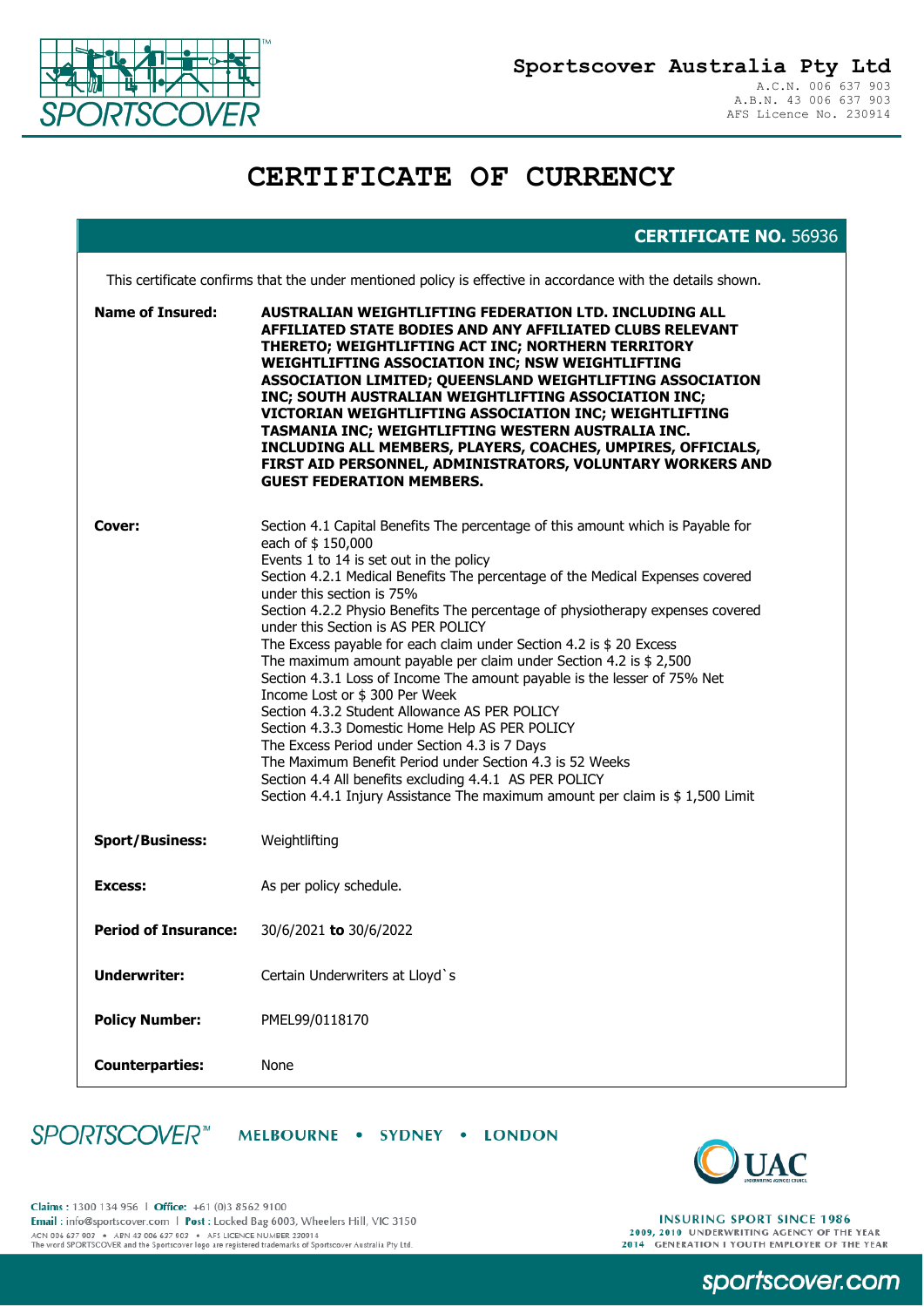# Sportscover Australia Pty Ltd

A.C.N. 006 637 903
A.B.N. 43 006 637 903
AFS Licence No. 230914

# CERTIFICATE OF CURRENCY

**CERTIFICATE NO.** 56936

This certificate confirms that the under mentioned policy is effective in accordance with the details shown.

**Name of Insured:** **AUSTRALIAN WEIGHTLIFTING FEDERATION LTD. INCLUDING ALL AFFILIATED STATE BODIES AND ANY AFFILIATED CLUBS RELEVANT THERETO; WEIGHTLIFTING ACT INC; NORTHERN TERRITORY WEIGHTLIFTING ASSOCIATION INC; NSW WEIGHTLIFTING ASSOCIATION LIMITED; QUEENSLAND WEIGHTLIFTING ASSOCIATION INC; SOUTH AUSTRALIAN WEIGHTLIFTING ASSOCIATION INC; VICTORIAN WEIGHTLIFTING ASSOCIATION INC; WEIGHTLIFTING TASMANIA INC; WEIGHTLIFTING WESTERN AUSTRALIA INC. INCLUDING ALL MEMBERS, PLAYERS, COACHES, UMPIRES, OFFICIALS, FIRST AID PERSONNEL, ADMINISTRATORS, VOLUNTARY WORKERS AND GUEST FEDERATION MEMBERS.**

**Cover:**
Section 4.1 Capital Benefits The percentage of this amount which is Payable for each of $ 150,000
Events 1 to 14 is set out in the policy
Section 4.2.1 Medical Benefits The percentage of the Medical Expenses covered under this section is 75%
Section 4.2.2 Physio Benefits The percentage of physiotherapy expenses covered under this Section is AS PER POLICY
The Excess payable for each claim under Section 4.2 is $ 20 Excess
The maximum amount payable per claim under Section 4.2 is $ 2,500
Section 4.3.1 Loss of Income The amount payable is the lesser of 75% Net Income Lost or $ 300 Per Week
Section 4.3.2 Student Allowance AS PER POLICY
Section 4.3.3 Domestic Home Help AS PER POLICY
The Excess Period under Section 4.3 is 7 Days
The Maximum Benefit Period under Section 4.3 is 52 Weeks
Section 4.4 All benefits excluding 4.4.1 AS PER POLICY
Section 4.4.1 Injury Assistance The maximum amount per claim is $ 1,500 Limit

**Sport/Business:** Weightlifting

**Excess:** As per policy schedule.

**Period of Insurance:** 30/6/2021 **to** 30/6/2022

**Underwriter:** Certain Underwriters at Lloyd`s

**Policy Number:** PMEL99/0118170

**Counterparties:** None

SPORTSCOVER™ MELBOURNE • SYDNEY • LONDON

UAC

**Claims :** 1300 134 956 | **Office:** +61 (0)3 8562 9100
**Email :** info@sportscover.com | **Post :** Locked Bag 6003, Wheelers Hill, VIC 3150
ACN 006 637 903 • ABN 43 006 637 903 • AFS LICENCE NUMBER 230914
The word SPORTSCOVER and the Sportscover logo are registered trademarks of Sportscover Australia Pty Ltd.

INSURING SPORT SINCE 1986
2009, 2010 UNDERWRITING AGENCY OF THE YEAR
2014 GENERATION I YOUTH EMPLOYER OF THE YEAR

sportscover.com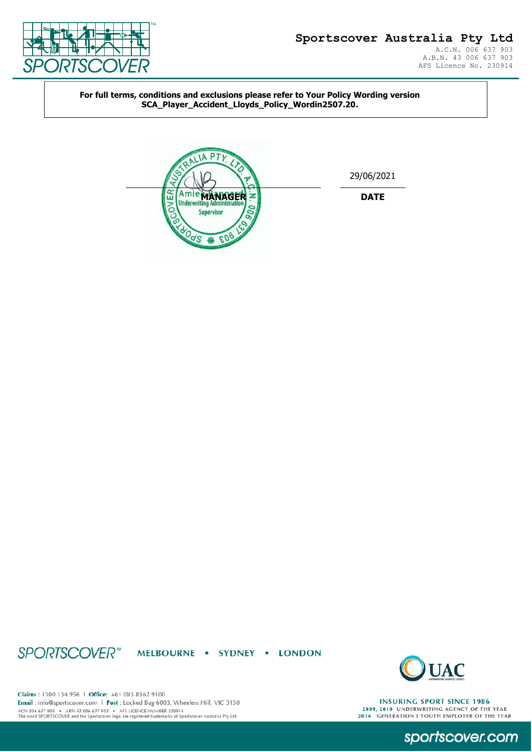Sportscover Australia Pty Ltd
A.C.N. 006 637 903
A.B.N. 43 006 637 903
AFS Licence No. 230914

**For full terms, conditions and exclusions please refer to Your Policy Wording version SCA_Player_Accident_Lloyds_Policy_Wordin2507.20.**

SPORTSCOVER AUSTRALIA PTY. LTD. A.C.N. 006 637 903
Amie Bannard
Underwriting Administration
Supervisor

**MANAGER**

29/06/2021

**DATE**

SPORTSCOVER™ MELBOURNE • SYDNEY • LONDON

Claims : 1300 134 956 | Office: +61 (0)3 8562 9100
Email : info@sportscover.com | Post : Locked Bag 6003, Wheelers Hill, VIC 3150
ACN 006 637 903 • ABN 43 006 637 903 • AFS LICENCE NUMBER 230914
The word SPORTSCOVER and the Sportscover logo are registered trademarks of Sportscover Australia Pty Ltd.

UAC
INSURING SPORT SINCE 1986
2009, 2010 UNDERWRITING AGENCY OF THE YEAR
2014 GENERATION I YOUTH EMPLOYER OF THE YEAR

sportscover.com